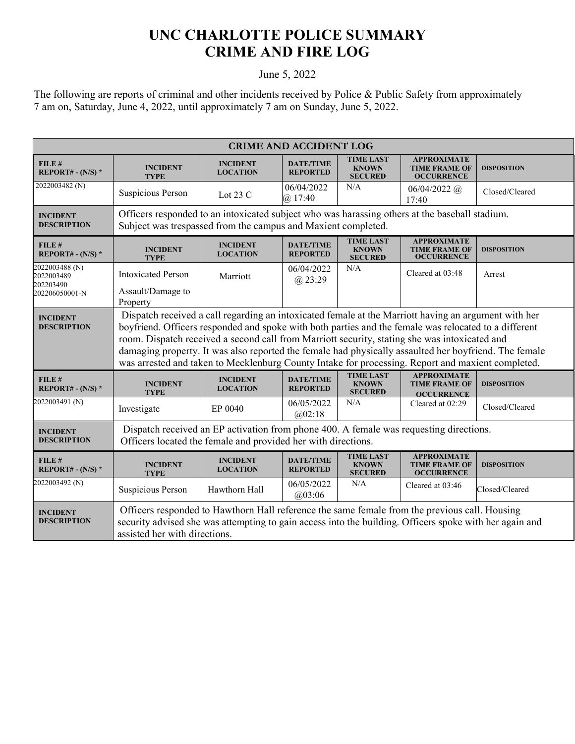# UNC CHARLOTTE POLICE SUMMARY
# CRIME AND FIRE LOG

June 5, 2022

The following are reports of criminal and other incidents received by Police & Public Safety from approximately 7 am on, Saturday, June 4, 2022, until approximately 7 am on Sunday, June 5, 2022.

## CRIME AND ACCIDENT LOG

| FILE # REPORT# - (N/S) * | INCIDENT TYPE | INCIDENT LOCATION | DATE/TIME REPORTED | TIME LAST KNOWN SECURED | APPROXIMATE TIME FRAME OF OCCURRENCE | DISPOSITION |
|---|---|---|---|---|---|---|
| 2022003482 (N) | Suspicious Person | Lot 23 C | 06/04/2022 @ 17:40 | N/A | 06/04/2022 @ 17:40 | Closed/Cleared |
| INCIDENT DESCRIPTION | Officers responded to an intoxicated subject who was harassing others at the baseball stadium. Subject was trespassed from the campus and Maxient completed. | | | | | |
| **FILE # REPORT# - (N/S) *** | **INCIDENT TYPE** | **INCIDENT LOCATION** | **DATE/TIME REPORTED** | **TIME LAST KNOWN SECURED** | **APPROXIMATE TIME FRAME OF OCCURRENCE** | **DISPOSITION** |
| 2022003488 (N) 2022003489 202203490 202206050001-N | Intoxicated Person Assault/Damage to Property | Marriott | 06/04/2022 @ 23:29 | N/A | Cleared at 03:48 | Arrest |
| INCIDENT DESCRIPTION | Dispatch received a call regarding an intoxicated female at the Marriott having an argument with her boyfriend. Officers responded and spoke with both parties and the female was relocated to a different room. Dispatch received a second call from Marriott security, stating she was intoxicated and damaging property. It was also reported the female had physically assaulted her boyfriend. The female was arrested and taken to Mecklenburg County Intake for processing. Report and maxient completed. | | | | | |
| **FILE # REPORT# - (N/S) *** | **INCIDENT TYPE** | **INCIDENT LOCATION** | **DATE/TIME REPORTED** | **TIME LAST KNOWN SECURED** | **APPROXIMATE TIME FRAME OF OCCURRENCE** | **DISPOSITION** |
| 2022003491 (N) | Investigate | EP 0040 | 06/05/2022 @02:18 | N/A | Cleared at 02:29 | Closed/Cleared |
| INCIDENT DESCRIPTION | Dispatch received an EP activation from phone 400. A female was requesting directions. Officers located the female and provided her with directions. | | | | | |
| **FILE # REPORT# - (N/S) *** | **INCIDENT TYPE** | **INCIDENT LOCATION** | **DATE/TIME REPORTED** | **TIME LAST KNOWN SECURED** | **APPROXIMATE TIME FRAME OF OCCURRENCE** | **DISPOSITION** |
| 2022003492 (N) | Suspicious Person | Hawthorn Hall | 06/05/2022 @03:06 | N/A | Cleared at 03:46 | Closed/Cleared |
| INCIDENT DESCRIPTION | Officers responded to Hawthorn Hall reference the same female from the previous call. Housing security advised she was attempting to gain access into the building. Officers spoke with her again and assisted her with directions. | | | | | |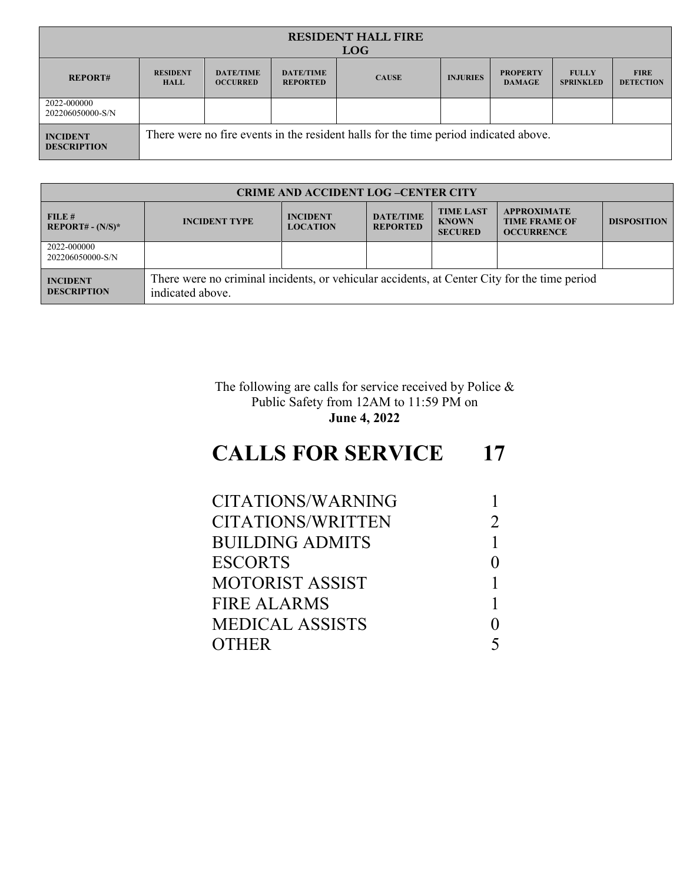| RESIDENT HALL FIRE LOG | | | | | | | | |
|---|---|---|---|---|---|---|---|---|
| **REPORT#** | **RESIDENT HALL** | **DATE/TIME OCCURRED** | **DATE/TIME REPORTED** | **CAUSE** | **INJURIES** | **PROPERTY DAMAGE** | **FULLY SPRINKLED** | **FIRE DETECTION** |
| 2022-000000 202206050000-S/N | | | | | | | | |
| **INCIDENT DESCRIPTION** | There were no fire events in the resident halls for the time period indicated above. | | | | | | | |

| CRIME AND ACCIDENT LOG –CENTER CITY | | | | | | |
|---|---|---|---|---|---|---|
| **FILE # REPORT# - (N/S)*** | **INCIDENT TYPE** | **INCIDENT LOCATION** | **DATE/TIME REPORTED** | **TIME LAST KNOWN SECURED** | **APPROXIMATE TIME FRAME OF OCCURRENCE** | **DISPOSITION** |
| 2022-000000 202206050000-S/N | | | | | | |
| **INCIDENT DESCRIPTION** | There were no criminal incidents, or vehicular accidents, at Center City for the time period indicated above. | | | | | |

The following are calls for service received by Police & Public Safety from 12AM to 11:59 PM on
**June 4, 2022**

# CALLS FOR SERVICE 17

| | |
|---|---|
| CITATIONS/WARNING | 1 |
| CITATIONS/WRITTEN | 2 |
| BUILDING ADMITS | 1 |
| ESCORTS | 0 |
| MOTORIST ASSIST | 1 |
| FIRE ALARMS | 1 |
| MEDICAL ASSISTS | 0 |
| OTHER | 5 |